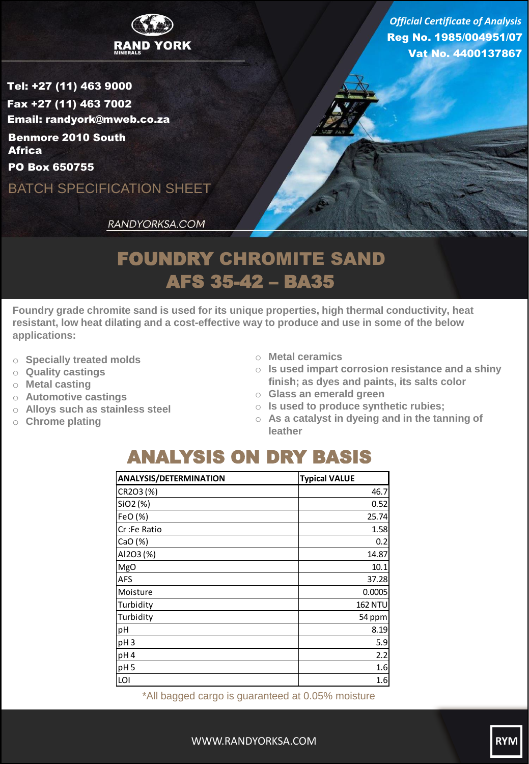RAND YORK
MINERALS

*Official Certificate of Analysis*
**Reg No. 1985/004951/07**
**Vat No. 4400137867**

**Tel: +27 (11) 463 9000**
**Fax +27 (11) 463 7002**
**Email: randyork@mweb.co.za**
**Benmore 2010 South Africa**
**PO Box 650755**

BATCH SPECIFICATION SHEET

*RANDYORKSA.COM*

# FOUNDRY CHROMITE SAND
# AFS 35-42 – BA35

**Foundry grade chromite sand is used for its unique properties, high thermal conductivity, heat resistant, low heat dilating and a cost-effective way to produce and use in some of the below applications:**

- **Specially treated molds**
- **Quality castings**
- **Metal casting**
- **Automotive castings**
- **Alloys such as stainless steel**
- **Chrome plating**
- **Metal ceramics**
- **Is used impart corrosion resistance and a shiny finish; as dyes and paints, its salts color**
- **Glass an emerald green**
- **Is used to produce synthetic rubies;**
- **As a catalyst in dyeing and in the tanning of leather**

## ANALYSIS ON DRY BASIS

| ANALYSIS/DETERMINATION | Typical VALUE |
|---|---|
| CR2O3 (%) | 46.7 |
| SiO2 (%) | 0.52 |
| FeO (%) | 25.74 |
| Cr :Fe Ratio | 1.58 |
| CaO (%) | 0.2 |
| Al2O3 (%) | 14.87 |
| MgO | 10.1 |
| AFS | 37.28 |
| Moisture | 0.0005 |
| Turbidity | 162 NTU |
| Turbidity | 54 ppm |
| pH | 8.19 |
| pH 3 | 5.9 |
| pH 4 | 2.2 |
| pH 5 | 1.6 |
| LOI | 1.6 |

*All bagged cargo is guaranteed at 0.05% moisture

WWW.RANDYORKSA.COM

RYM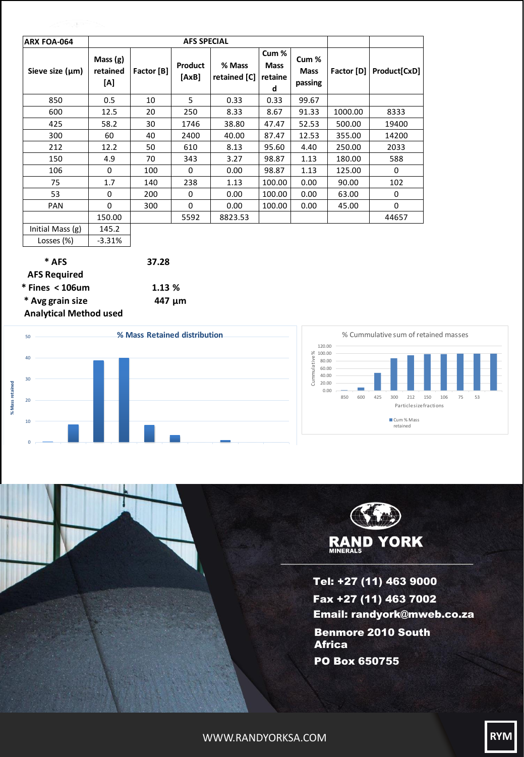| ARX FOA-064 | AFS SPECIAL | | | | | | | |
|---|---|---|---|---|---|---|---|---|
| Sieve size (µm) | Mass (g) retained [A] | Factor [B] | Product [AxB] | % Mass retained [C] | Cum % Mass retained | Cum % Mass passing | Factor [D] | Product[CxD] |
| 850 | 0.5 | 10 | 5 | 0.33 | 0.33 | 99.67 | | |
| 600 | 12.5 | 20 | 250 | 8.33 | 8.67 | 91.33 | 1000.00 | 8333 |
| 425 | 58.2 | 30 | 1746 | 38.80 | 47.47 | 52.53 | 500.00 | 19400 |
| 300 | 60 | 40 | 2400 | 40.00 | 87.47 | 12.53 | 355.00 | 14200 |
| 212 | 12.2 | 50 | 610 | 8.13 | 95.60 | 4.40 | 250.00 | 2033 |
| 150 | 4.9 | 70 | 343 | 3.27 | 98.87 | 1.13 | 180.00 | 588 |
| 106 | 0 | 100 | 0 | 0.00 | 98.87 | 1.13 | 125.00 | 0 |
| 75 | 1.7 | 140 | 238 | 1.13 | 100.00 | 0.00 | 90.00 | 102 |
| 53 | 0 | 200 | 0 | 0.00 | 100.00 | 0.00 | 63.00 | 0 |
| PAN | 0 | 300 | 0 | 0.00 | 100.00 | 0.00 | 45.00 | 0 |
| | 150.00 | | 5592 | 8823.53 | | | | 44657 |
| Initial Mass (g) | 145.2 | | | | | | | |
| Losses (%) | -3.31% | | | | | | | |

**\* AFS** 37.28

**AFS Required**

**\* Fines < 106um** 1.13 %

**\* Avg grain size** 447 µm

**Analytical Method used**

% Mass Retained distribution

% Mass retained

50
40
30
20
10
0

% Cummulative sum of retained masses

Cummulative %

120.00
100.00
80.00
60.00
40.00
20.00
0.00

850 600 425 300 212 150 106 75 53

Particle size fractions

Cum % Mass retained

**RAND YORK MINERALS**

**Tel: +27 (11) 463 9000**

**Fax +27 (11) 463 7002**

**Email: randyork@mweb.co.za**

**Benmore 2010 South Africa**

**PO Box 650755**

WWW.RANDYORKSA.COM

RYM